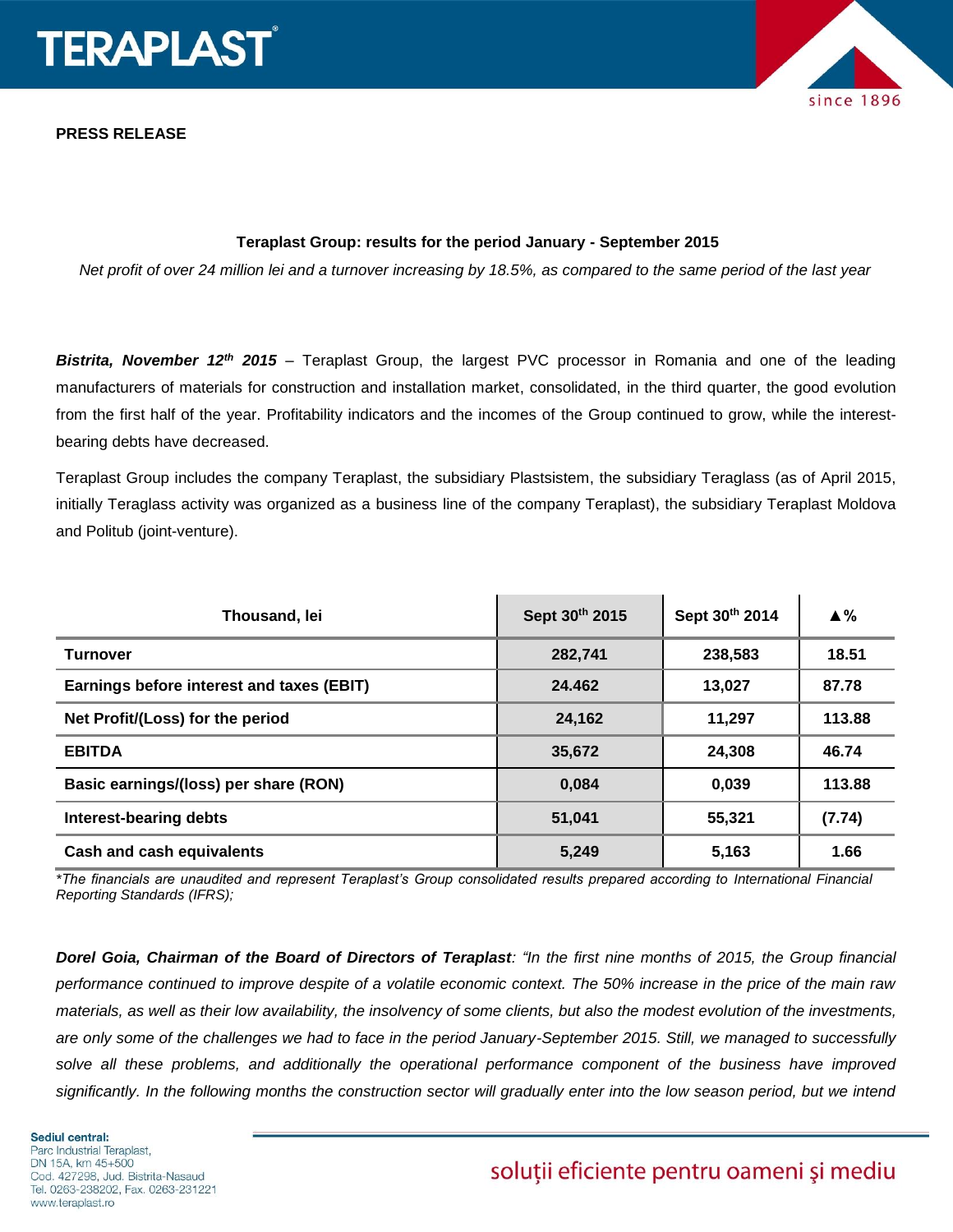**PRESS RELEASE**

## Teraplast Group: results for the period January - September 2015

*Net profit of over 24 million lei and a turnover increasing by 18.5%, as compared to the same period of the last year*

***Bistrita, November 12th 2015*** – Teraplast Group, the largest PVC processor in Romania and one of the leading manufacturers of materials for construction and installation market, consolidated, in the third quarter, the good evolution from the first half of the year. Profitability indicators and the incomes of the Group continued to grow, while the interest-bearing debts have decreased.

Teraplast Group includes the company Teraplast, the subsidiary Plastsistem, the subsidiary Teraglass (as of April 2015, initially Teraglass activity was organized as a business line of the company Teraplast), the subsidiary Teraplast Moldova and Politub (joint-venture).

| Thousand, lei | Sept 30th 2015 | Sept 30th 2014 | ▲% |
|---|---|---|---|
| **Turnover** | **282,741** | **238,583** | **18.51** |
| **Earnings before interest and taxes (EBIT)** | **24.462** | **13,027** | **87.78** |
| **Net Profit/(Loss) for the period** | **24,162** | **11,297** | **113.88** |
| **EBITDA** | **35,672** | **24,308** | **46.74** |
| **Basic earnings/(loss) per share (RON)** | **0,084** | **0,039** | **113.88** |
| **Interest-bearing debts** | **51,041** | **55,321** | **(7.74)** |
| **Cash and cash equivalents** | **5,249** | **5,163** | **1.66** |

*\*The financials are unaudited and represent Teraplast's Group consolidated results prepared according to International Financial Reporting Standards (IFRS);*

***Dorel Goia, Chairman of the Board of Directors of Teraplast****: "In the first nine months of 2015, the Group financial performance continued to improve despite of a volatile economic context. The 50% increase in the price of the main raw materials, as well as their low availability, the insolvency of some clients, but also the modest evolution of the investments, are only some of the challenges we had to face in the period January-September 2015. Still, we managed to successfully solve all these problems, and additionally the operational performance component of the business have improved significantly. In the following months the construction sector will gradually enter into the low season period, but we intend*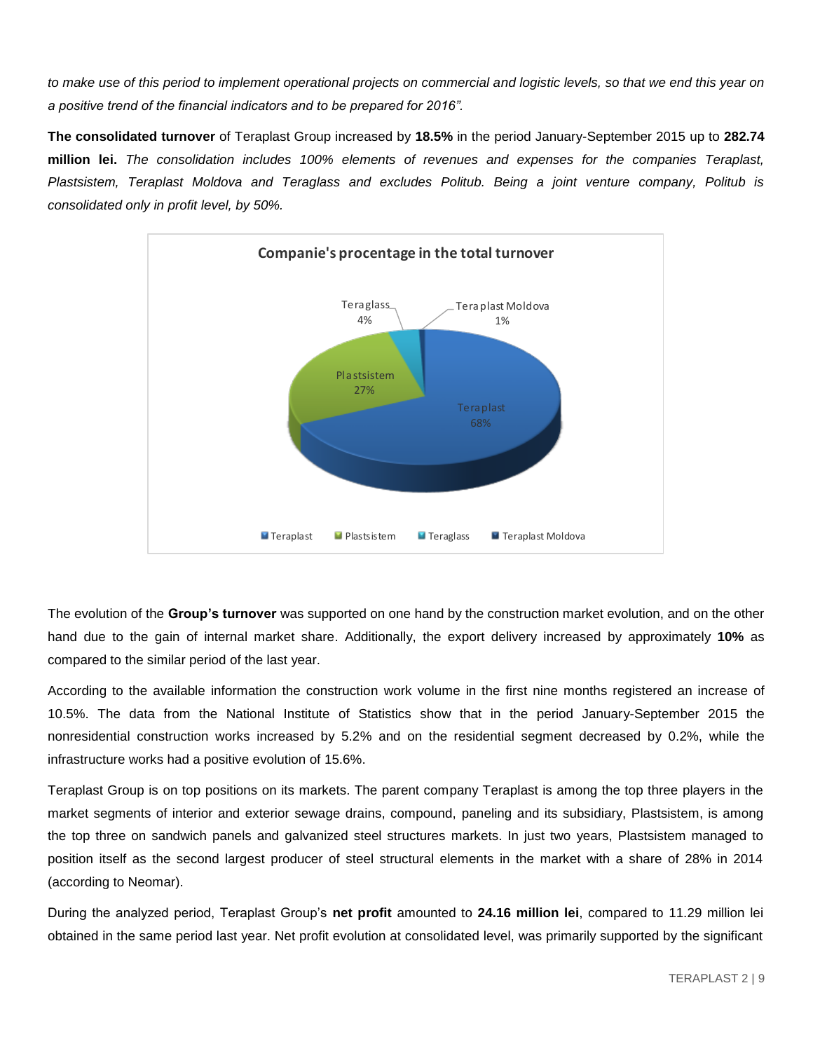*to make use of this period to implement operational projects on commercial and logistic levels, so that we end this year on a positive trend of the financial indicators and to be prepared for 2016".*

**The consolidated turnover** of Teraplast Group increased by **18.5%** in the period January-September 2015 up to **282.74 million lei.** *The consolidation includes 100% elements of revenues and expenses for the companies Teraplast, Plastsistem, Teraplast Moldova and Teraglass and excludes Politub. Being a joint venture company, Politub is consolidated only in profit level, by 50%.*

**Companie's procentage in the total turnover**

| Company | Percentage |
| --- | --- |
| Teraplast | 68% |
| Plastsistem | 27% |
| Teraglass | 4% |
| Teraplast Moldova | 1% |

The evolution of the **Group's turnover** was supported on one hand by the construction market evolution, and on the other hand due to the gain of internal market share. Additionally, the export delivery increased by approximately **10%** as compared to the similar period of the last year.

According to the available information the construction work volume in the first nine months registered an increase of 10.5%. The data from the National Institute of Statistics show that in the period January-September 2015 the nonresidential construction works increased by 5.2% and on the residential segment decreased by 0.2%, while the infrastructure works had a positive evolution of 15.6%.

Teraplast Group is on top positions on its markets. The parent company Teraplast is among the top three players in the market segments of interior and exterior sewage drains, compound, paneling and its subsidiary, Plastsistem, is among the top three on sandwich panels and galvanized steel structures markets. In just two years, Plastsistem managed to position itself as the second largest producer of steel structural elements in the market with a share of 28% in 2014 (according to Neomar).

During the analyzed period, Teraplast Group's **net profit** amounted to **24.16 million lei**, compared to 11.29 million lei obtained in the same period last year. Net profit evolution at consolidated level, was primarily supported by the significant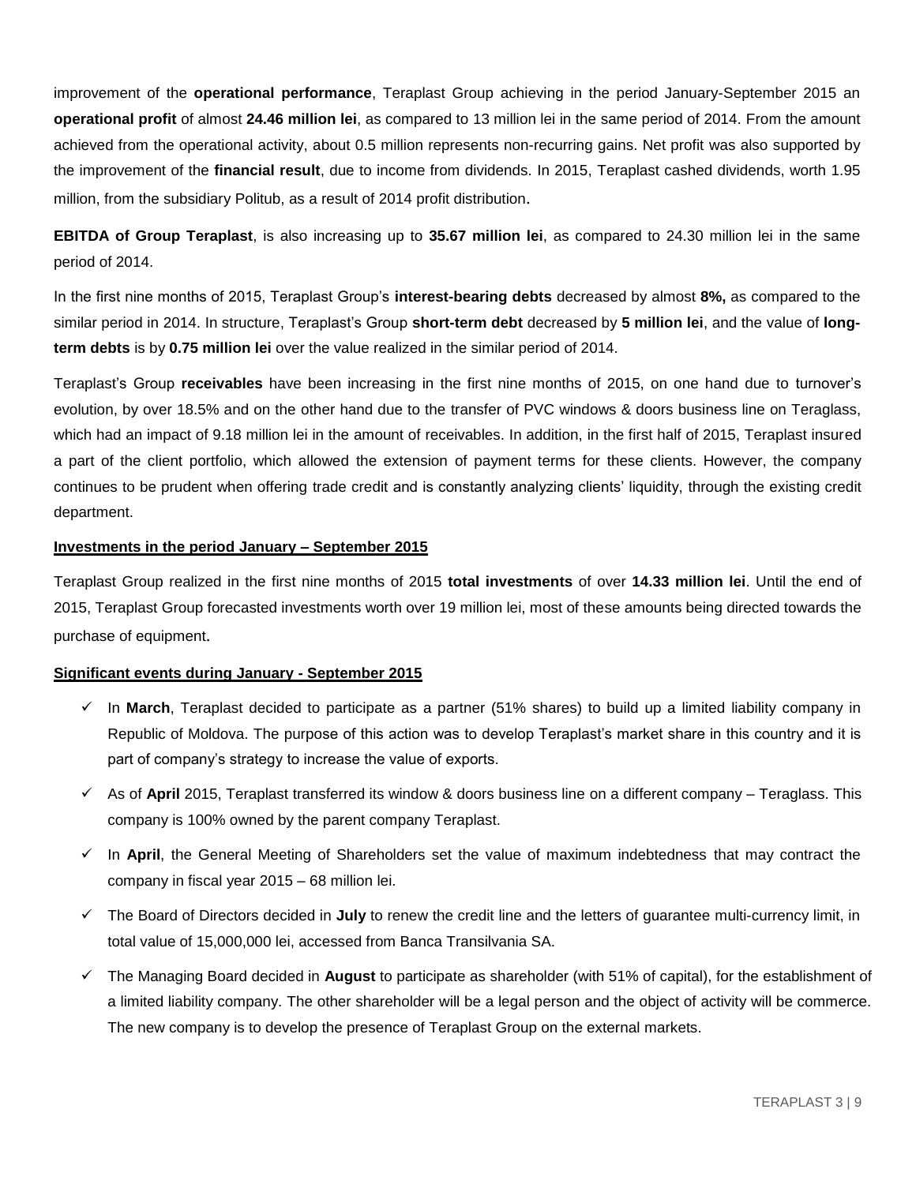improvement of the **operational performance**, Teraplast Group achieving in the period January-September 2015 an **operational profit** of almost **24.46 million lei**, as compared to 13 million lei in the same period of 2014. From the amount achieved from the operational activity, about 0.5 million represents non-recurring gains. Net profit was also supported by the improvement of the **financial result**, due to income from dividends. In 2015, Teraplast cashed dividends, worth 1.95 million, from the subsidiary Politub, as a result of 2014 profit distribution.

**EBITDA of Group Teraplast**, is also increasing up to **35.67 million lei**, as compared to 24.30 million lei in the same period of 2014.

In the first nine months of 2015, Teraplast Group's **interest-bearing debts** decreased by almost **8%,** as compared to the similar period in 2014. In structure, Teraplast's Group **short-term debt** decreased by **5 million lei**, and the value of **long-term debts** is by **0.75 million lei** over the value realized in the similar period of 2014.

Teraplast's Group **receivables** have been increasing in the first nine months of 2015, on one hand due to turnover's evolution, by over 18.5% and on the other hand due to the transfer of PVC windows & doors business line on Teraglass, which had an impact of 9.18 million lei in the amount of receivables. In addition, in the first half of 2015, Teraplast insured a part of the client portfolio, which allowed the extension of payment terms for these clients. However, the company continues to be prudent when offering trade credit and is constantly analyzing clients' liquidity, through the existing credit department.

**Investments in the period January – September 2015**

Teraplast Group realized in the first nine months of 2015 **total investments** of over **14.33 million lei**. Until the end of 2015, Teraplast Group forecasted investments worth over 19 million lei, most of these amounts being directed towards the purchase of equipment.

**Significant events during January - September 2015**

- ✓ In **March**, Teraplast decided to participate as a partner (51% shares) to build up a limited liability company in Republic of Moldova. The purpose of this action was to develop Teraplast's market share in this country and it is part of company's strategy to increase the value of exports.
- ✓ As of **April** 2015, Teraplast transferred its window & doors business line on a different company – Teraglass. This company is 100% owned by the parent company Teraplast.
- ✓ In **April**, the General Meeting of Shareholders set the value of maximum indebtedness that may contract the company in fiscal year 2015 – 68 million lei.
- ✓ The Board of Directors decided in **July** to renew the credit line and the letters of guarantee multi-currency limit, in total value of 15,000,000 lei, accessed from Banca Transilvania SA.
- ✓ The Managing Board decided in **August** to participate as shareholder (with 51% of capital), for the establishment of a limited liability company. The other shareholder will be a legal person and the object of activity will be commerce. The new company is to develop the presence of Teraplast Group on the external markets.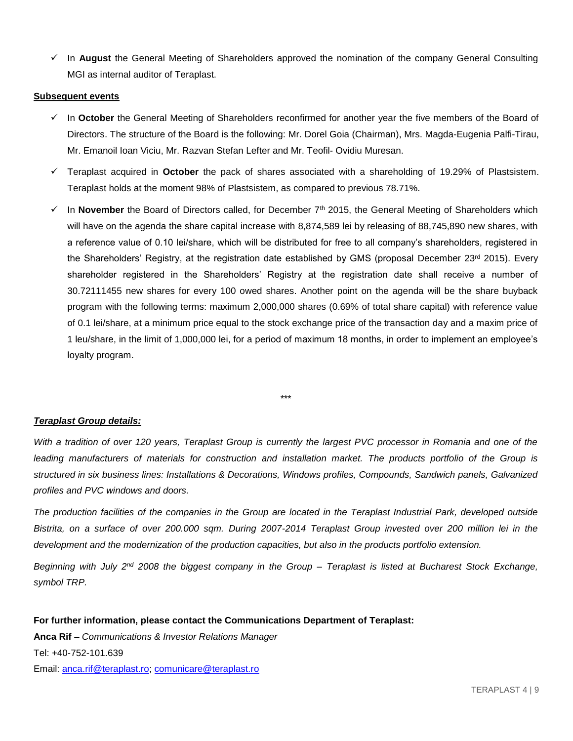- ✓ In **August** the General Meeting of Shareholders approved the nomination of the company General Consulting MGI as internal auditor of Teraplast.

**Subsequent events**

- ✓ In **October** the General Meeting of Shareholders reconfirmed for another year the five members of the Board of Directors. The structure of the Board is the following: Mr. Dorel Goia (Chairman), Mrs. Magda-Eugenia Palfi-Tirau, Mr. Emanoil Ioan Viciu, Mr. Razvan Stefan Lefter and Mr. Teofil- Ovidiu Muresan.
- ✓ Teraplast acquired in **October** the pack of shares associated with a shareholding of 19.29% of Plastsistem. Teraplast holds at the moment 98% of Plastsistem, as compared to previous 78.71%.
- ✓ In **November** the Board of Directors called, for December 7th 2015, the General Meeting of Shareholders which will have on the agenda the share capital increase with 8,874,589 lei by releasing of 88,745,890 new shares, with a reference value of 0.10 lei/share, which will be distributed for free to all company's shareholders, registered in the Shareholders' Registry, at the registration date established by GMS (proposal December 23rd 2015). Every shareholder registered in the Shareholders' Registry at the registration date shall receive a number of 30.72111455 new shares for every 100 owed shares. Another point on the agenda will be the share buyback program with the following terms: maximum 2,000,000 shares (0.69% of total share capital) with reference value of 0.1 lei/share, at a minimum price equal to the stock exchange price of the transaction day and a maxim price of 1 leu/share, in the limit of 1,000,000 lei, for a period of maximum 18 months, in order to implement an employee's loyalty program.

***

***Teraplast Group details:***

*With a tradition of over 120 years, Teraplast Group is currently the largest PVC processor in Romania and one of the leading manufacturers of materials for construction and installation market. The products portfolio of the Group is structured in six business lines: Installations & Decorations, Windows profiles, Compounds, Sandwich panels, Galvanized profiles and PVC windows and doors.*

*The production facilities of the companies in the Group are located in the Teraplast Industrial Park, developed outside Bistrita, on a surface of over 200.000 sqm. During 2007-2014 Teraplast Group invested over 200 million lei in the development and the modernization of the production capacities, but also in the products portfolio extension.*

*Beginning with July 2nd 2008 the biggest company in the Group – Teraplast is listed at Bucharest Stock Exchange, symbol TRP.*

**For further information, please contact the Communications Department of Teraplast:**

**Anca Rif –** *Communications & Investor Relations Manager*

Tel: +40-752-101.639

Email: anca.rif@teraplast.ro; comunicare@teraplast.ro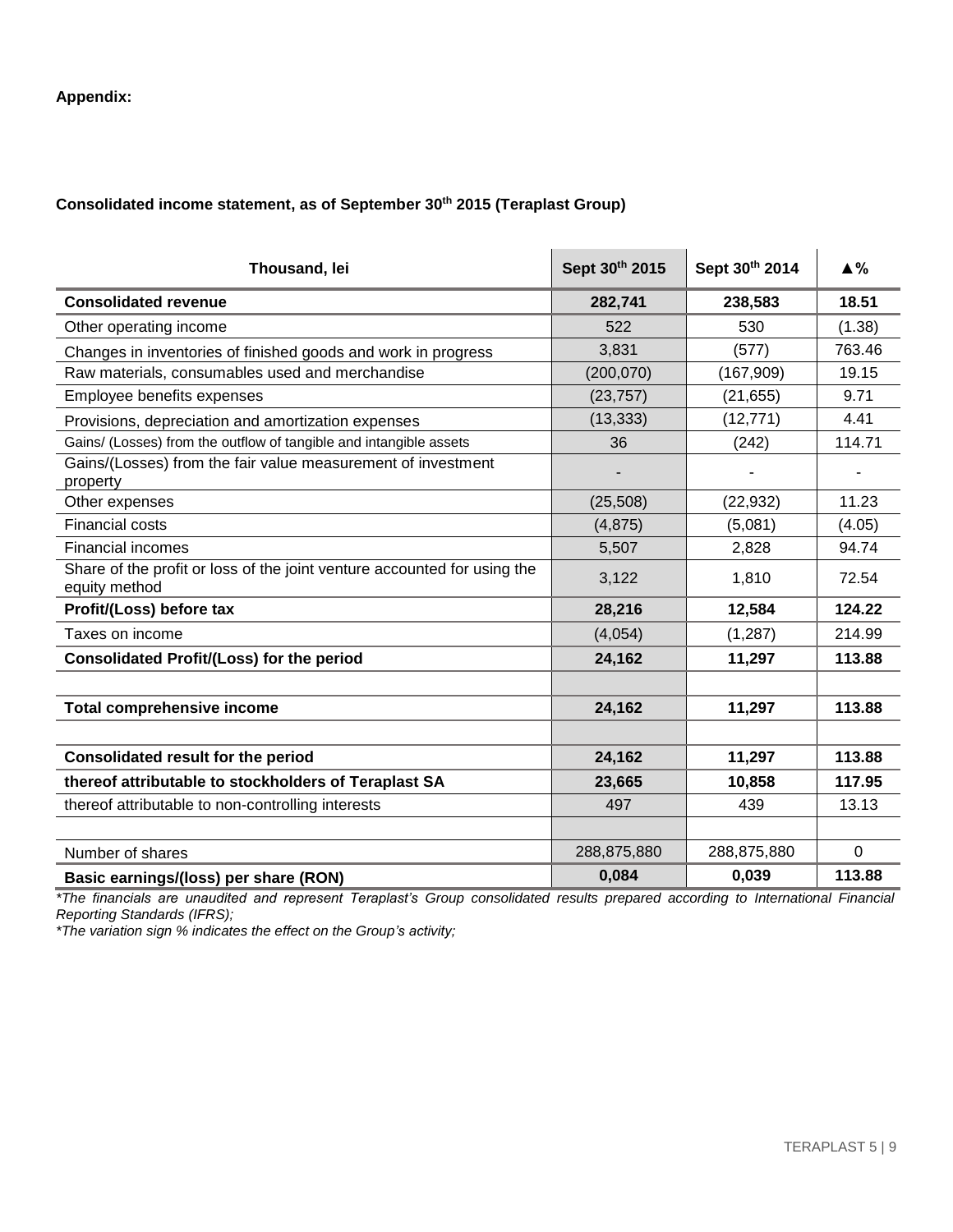**Appendix:**

**Consolidated income statement, as of September 30th 2015 (Teraplast Group)**

| Thousand, lei | Sept 30th 2015 | Sept 30th 2014 | ▲% |
|---|---|---|---|
| **Consolidated revenue** | **282,741** | **238,583** | **18.51** |
| Other operating income | 522 | 530 | (1.38) |
| Changes in inventories of finished goods and work in progress | 3,831 | (577) | 763.46 |
| Raw materials, consumables used and merchandise | (200,070) | (167,909) | 19.15 |
| Employee benefits expenses | (23,757) | (21,655) | 9.71 |
| Provisions, depreciation and amortization expenses | (13,333) | (12,771) | 4.41 |
| Gains/ (Losses) from the outflow of tangible and intangible assets | 36 | (242) | 114.71 |
| Gains/(Losses) from the fair value measurement of investment property | - | - | - |
| Other expenses | (25,508) | (22,932) | 11.23 |
| Financial costs | (4,875) | (5,081) | (4.05) |
| Financial incomes | 5,507 | 2,828 | 94.74 |
| Share of the profit or loss of the joint venture accounted for using the equity method | 3,122 | 1,810 | 72.54 |
| **Profit/(Loss) before tax** | **28,216** | **12,584** | **124.22** |
| Taxes on income | (4,054) | (1,287) | 214.99 |
| **Consolidated Profit/(Loss) for the period** | **24,162** | **11,297** | **113.88** |
| | | | |
| **Total comprehensive income** | **24,162** | **11,297** | **113.88** |
| | | | |
| **Consolidated result for the period** | **24,162** | **11,297** | **113.88** |
| **thereof attributable to stockholders of Teraplast SA** | **23,665** | **10,858** | **117.95** |
| thereof attributable to non-controlling interests | 497 | 439 | 13.13 |
| | | | |
| Number of shares | 288,875,880 | 288,875,880 | 0 |
| **Basic earnings/(loss) per share (RON)** | **0,084** | **0,039** | **113.88** |

*\*The financials are unaudited and represent Teraplast's Group consolidated results prepared according to International Financial Reporting Standards (IFRS);*

*\*The variation sign % indicates the effect on the Group's activity;*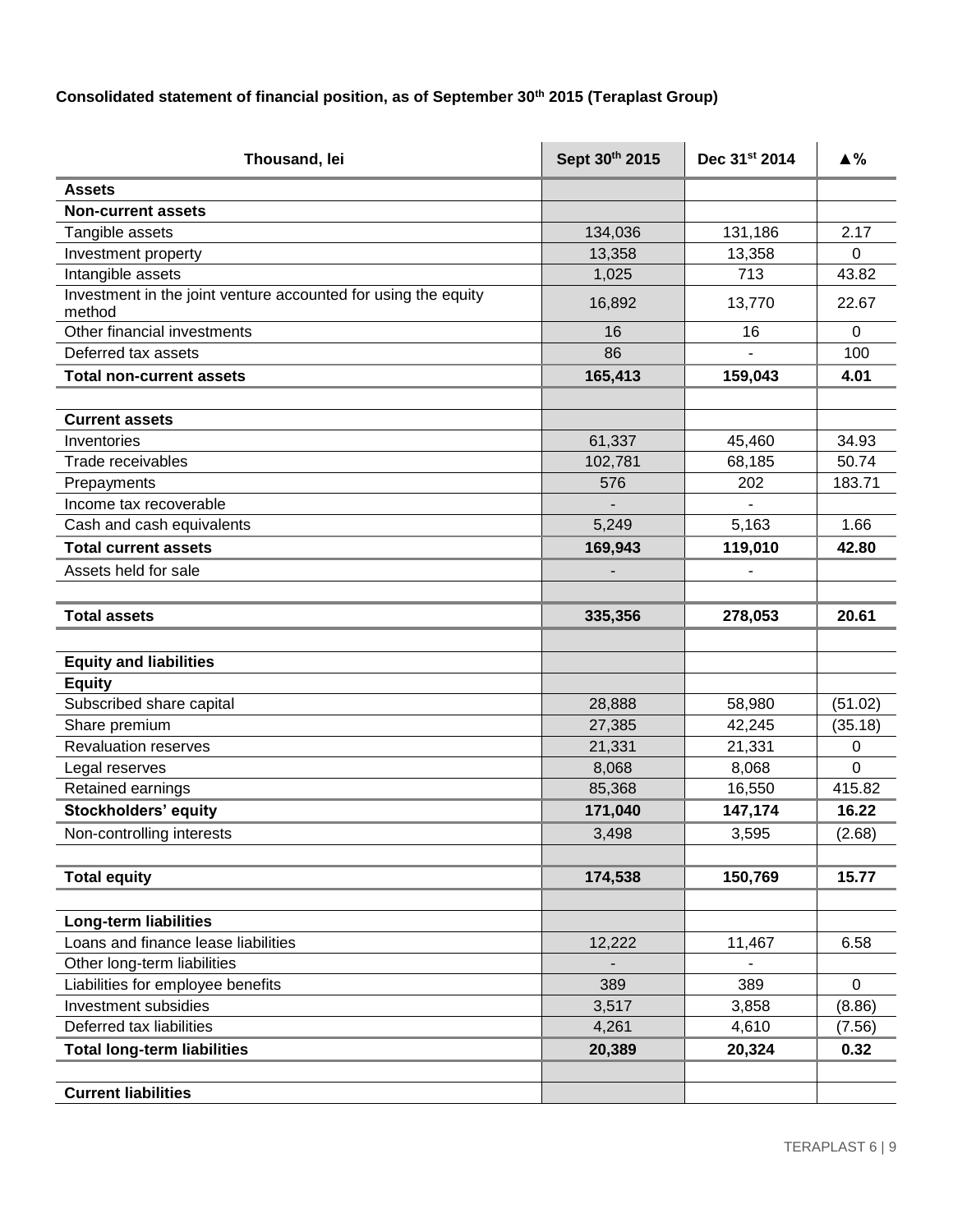**Consolidated statement of financial position, as of September 30th 2015 (Teraplast Group)**

| Thousand, lei | Sept 30th 2015 | Dec 31st 2014 | ▲% |
|---|---|---|---|
| **Assets** | | | |
| **Non-current assets** | | | |
| Tangible assets | 134,036 | 131,186 | 2.17 |
| Investment property | 13,358 | 13,358 | 0 |
| Intangible assets | 1,025 | 713 | 43.82 |
| Investment in the joint venture accounted for using the equity method | 16,892 | 13,770 | 22.67 |
| Other financial investments | 16 | 16 | 0 |
| Deferred tax assets | 86 | - | 100 |
| **Total non-current assets** | **165,413** | **159,043** | **4.01** |
| | | | |
| **Current assets** | | | |
| Inventories | 61,337 | 45,460 | 34.93 |
| Trade receivables | 102,781 | 68,185 | 50.74 |
| Prepayments | 576 | 202 | 183.71 |
| Income tax recoverable | - | - | |
| Cash and cash equivalents | 5,249 | 5,163 | 1.66 |
| **Total current assets** | **169,943** | **119,010** | **42.80** |
| Assets held for sale | - | - | |
| | | | |
| **Total assets** | **335,356** | **278,053** | **20.61** |
| | | | |
| **Equity and liabilities** | | | |
| **Equity** | | | |
| Subscribed share capital | 28,888 | 58,980 | (51.02) |
| Share premium | 27,385 | 42,245 | (35.18) |
| Revaluation reserves | 21,331 | 21,331 | 0 |
| Legal reserves | 8,068 | 8,068 | 0 |
| Retained earnings | 85,368 | 16,550 | 415.82 |
| **Stockholders' equity** | **171,040** | **147,174** | **16.22** |
| Non-controlling interests | 3,498 | 3,595 | (2.68) |
| | | | |
| **Total equity** | **174,538** | **150,769** | **15.77** |
| | | | |
| **Long-term liabilities** | | | |
| Loans and finance lease liabilities | 12,222 | 11,467 | 6.58 |
| Other long-term liabilities | - | - | |
| Liabilities for employee benefits | 389 | 389 | 0 |
| Investment subsidies | 3,517 | 3,858 | (8.86) |
| Deferred tax liabilities | 4,261 | 4,610 | (7.56) |
| **Total long-term liabilities** | **20,389** | **20,324** | **0.32** |
| | | | |
| **Current liabilities** | | | |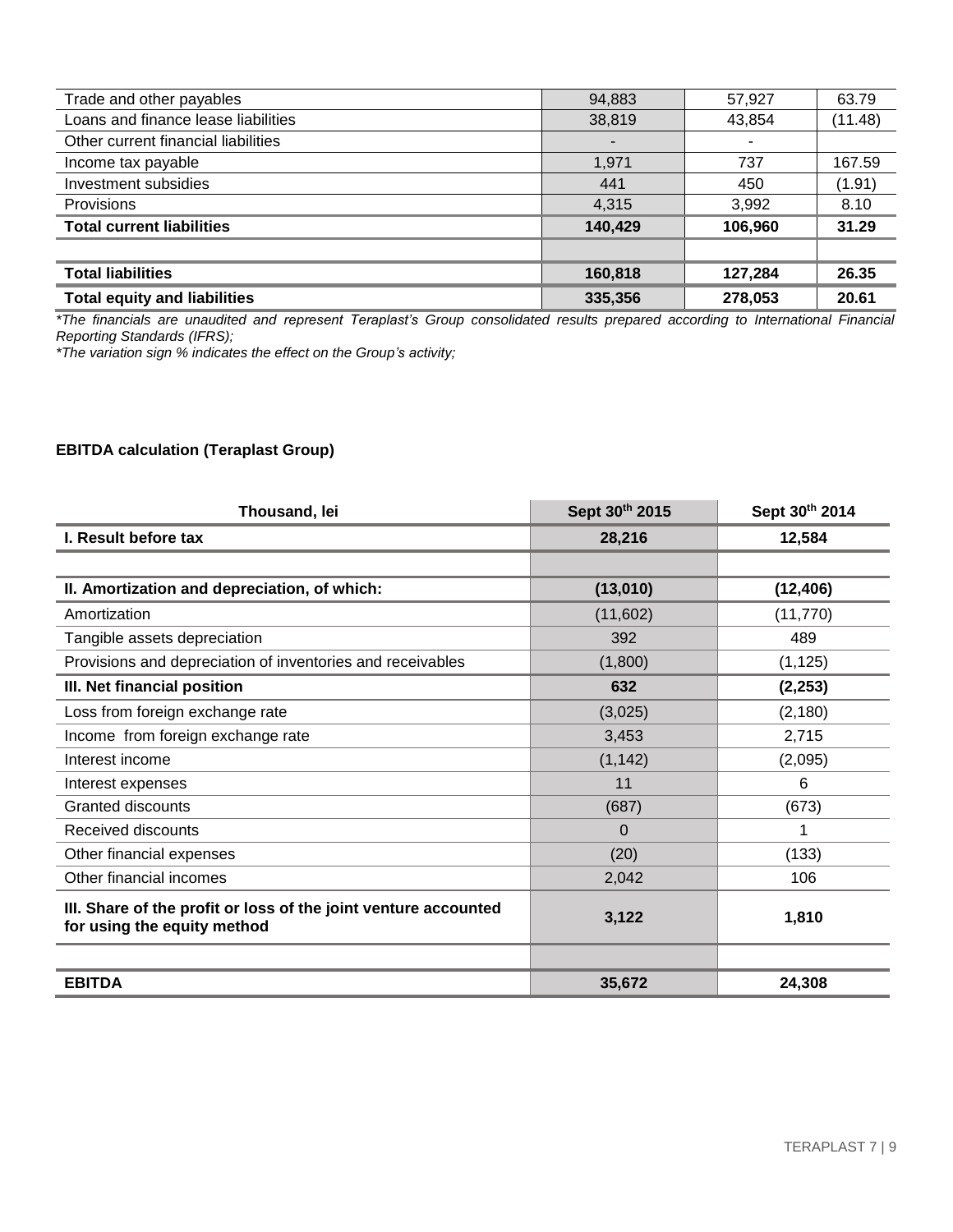| | | | |
|---|---|---|---|
| Trade and other payables | 94,883 | 57,927 | 63.79 |
| Loans and finance lease liabilities | 38,819 | 43,854 | (11.48) |
| Other current financial liabilities | - | - | |
| Income tax payable | 1,971 | 737 | 167.59 |
| Investment subsidies | 441 | 450 | (1.91) |
| Provisions | 4,315 | 3,992 | 8.10 |
| **Total current liabilities** | **140,429** | **106,960** | **31.29** |
| | | | |
| **Total liabilities** | **160,818** | **127,284** | **26.35** |
| **Total equity and liabilities** | **335,356** | **278,053** | **20.61** |

*\*The financials are unaudited and represent Teraplast's Group consolidated results prepared according to International Financial Reporting Standards (IFRS);*

*\*The variation sign % indicates the effect on the Group's activity;*

**EBITDA calculation (Teraplast Group)**

| Thousand, lei | Sept 30th 2015 | Sept 30th 2014 |
|---|---|---|
| **I. Result before tax** | **28,216** | **12,584** |
| | | |
| **II. Amortization and depreciation, of which:** | **(13,010)** | **(12,406)** |
| Amortization | (11,602) | (11,770) |
| Tangible assets depreciation | 392 | 489 |
| Provisions and depreciation of inventories and receivables | (1,800) | (1,125) |
| **III. Net financial position** | **632** | **(2,253)** |
| Loss from foreign exchange rate | (3,025) | (2,180) |
| Income from foreign exchange rate | 3,453 | 2,715 |
| Interest income | (1,142) | (2,095) |
| Interest expenses | 11 | 6 |
| Granted discounts | (687) | (673) |
| Received discounts | 0 | 1 |
| Other financial expenses | (20) | (133) |
| Other financial incomes | 2,042 | 106 |
| **III. Share of the profit or loss of the joint venture accounted for using the equity method** | **3,122** | **1,810** |
| | | |
| **EBITDA** | **35,672** | **24,308** |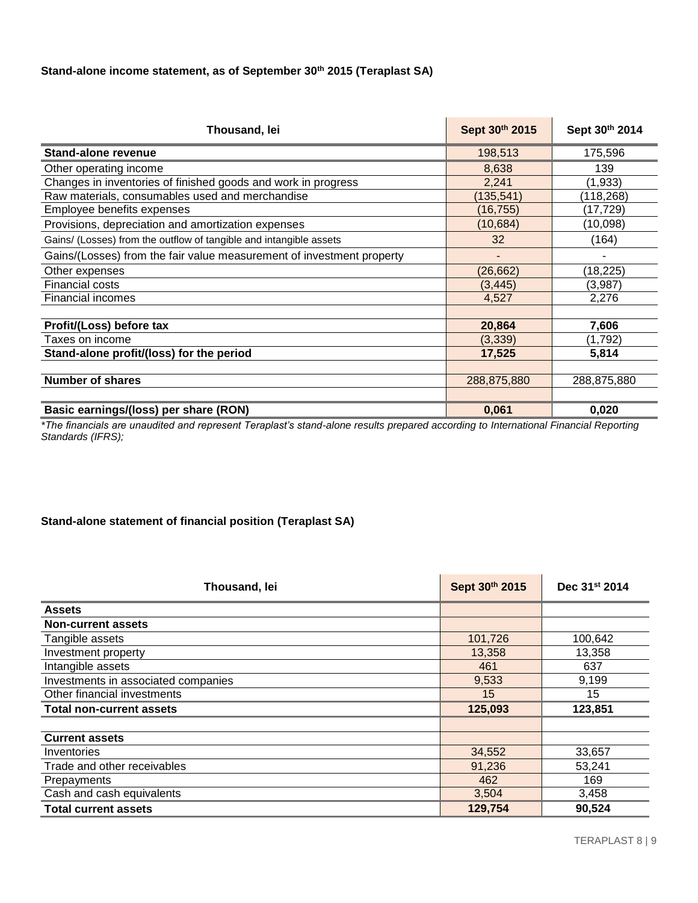**Stand-alone income statement, as of September 30th 2015 (Teraplast SA)**

| Thousand, lei | Sept 30th 2015 | Sept 30th 2014 |
|---|---|---|
| **Stand-alone revenue** | 198,513 | 175,596 |
| Other operating income | 8,638 | 139 |
| Changes in inventories of finished goods and work in progress | 2,241 | (1,933) |
| Raw materials, consumables used and merchandise | (135,541) | (118,268) |
| Employee benefits expenses | (16,755) | (17,729) |
| Provisions, depreciation and amortization expenses | (10,684) | (10,098) |
| Gains/ (Losses) from the outflow of tangible and intangible assets | 32 | (164) |
| Gains/(Losses) from the fair value measurement of investment property | - | - |
| Other expenses | (26,662) | (18,225) |
| Financial costs | (3,445) | (3,987) |
| Financial incomes | 4,527 | 2,276 |
| | | |
| **Profit/(Loss) before tax** | **20,864** | **7,606** |
| Taxes on income | (3,339) | (1,792) |
| **Stand-alone profit/(loss) for the period** | **17,525** | **5,814** |
| | | |
| **Number of shares** | 288,875,880 | 288,875,880 |
| | | |
| **Basic earnings/(loss) per share (RON)** | **0,061** | **0,020** |

*\*The financials are unaudited and represent Teraplast's stand-alone results prepared according to International Financial Reporting Standards (IFRS);*

**Stand-alone statement of financial position (Teraplast SA)**

| Thousand, lei | Sept 30th 2015 | Dec 31st 2014 |
|---|---|---|
| **Assets** | | |
| **Non-current assets** | | |
| Tangible assets | 101,726 | 100,642 |
| Investment property | 13,358 | 13,358 |
| Intangible assets | 461 | 637 |
| Investments in associated companies | 9,533 | 9,199 |
| Other financial investments | 15 | 15 |
| **Total non-current assets** | **125,093** | **123,851** |
| | | |
| **Current assets** | | |
| Inventories | 34,552 | 33,657 |
| Trade and other receivables | 91,236 | 53,241 |
| Prepayments | 462 | 169 |
| Cash and cash equivalents | 3,504 | 3,458 |
| **Total current assets** | **129,754** | **90,524** |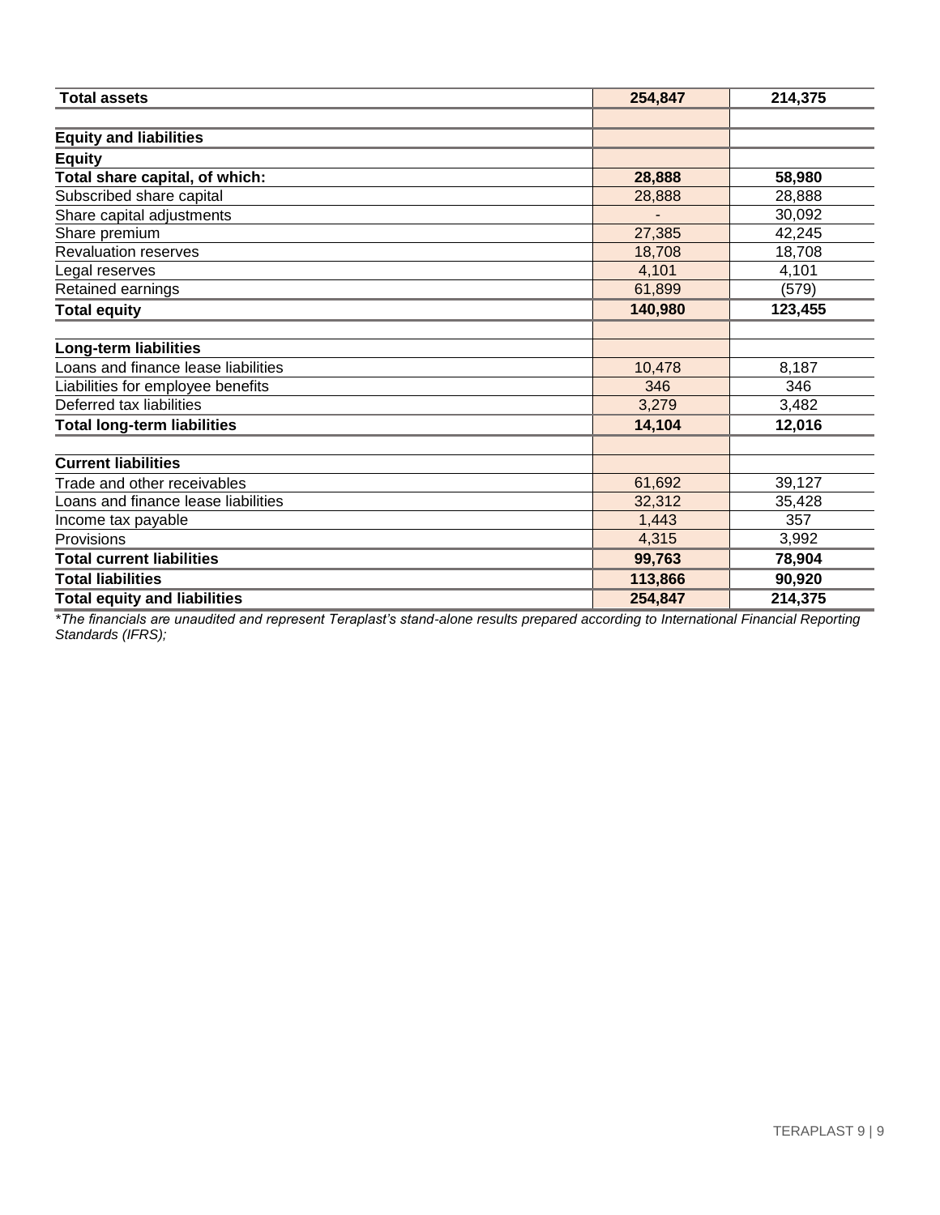| | | |
|---|---|---|
| **Total assets** | **254,847** | **214,375** |
| | | |
| **Equity and liabilities** | | |
| **Equity** | | |
| **Total share capital, of which:** | **28,888** | **58,980** |
| Subscribed share capital | 28,888 | 28,888 |
| Share capital adjustments | - | 30,092 |
| Share premium | 27,385 | 42,245 |
| Revaluation reserves | 18,708 | 18,708 |
| Legal reserves | 4,101 | 4,101 |
| Retained earnings | 61,899 | (579) |
| **Total equity** | **140,980** | **123,455** |
| | | |
| **Long-term liabilities** | | |
| Loans and finance lease liabilities | 10,478 | 8,187 |
| Liabilities for employee benefits | 346 | 346 |
| Deferred tax liabilities | 3,279 | 3,482 |
| **Total long-term liabilities** | **14,104** | **12,016** |
| | | |
| **Current liabilities** | | |
| Trade and other receivables | 61,692 | 39,127 |
| Loans and finance lease liabilities | 32,312 | 35,428 |
| Income tax payable | 1,443 | 357 |
| Provisions | 4,315 | 3,992 |
| **Total current liabilities** | **99,763** | **78,904** |
| **Total liabilities** | **113,866** | **90,920** |
| **Total equity and liabilities** | **254,847** | **214,375** |

**The financials are unaudited and represent Teraplast's stand-alone results prepared according to International Financial Reporting Standards (IFRS);*